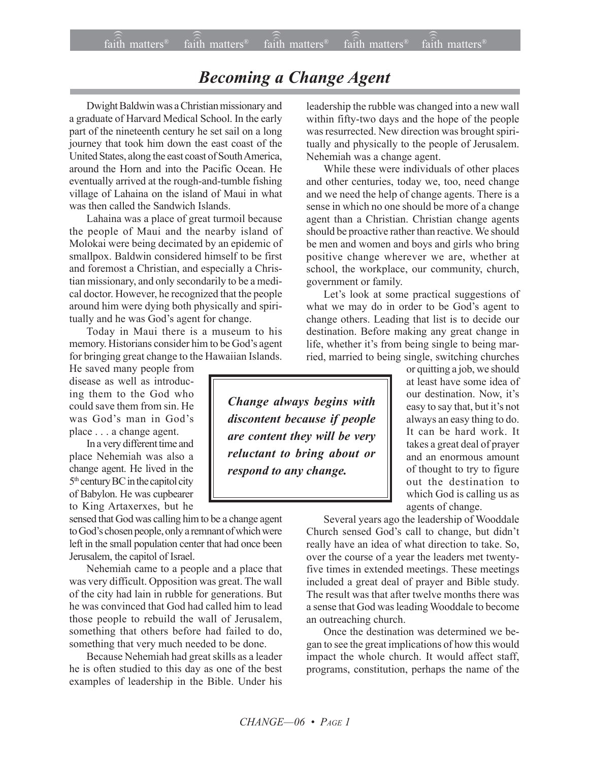# *Becoming a Change Agent*

Dwight Baldwin was a Christian missionary and a graduate of Harvard Medical School. In the early part of the nineteenth century he set sail on a long journey that took him down the east coast of the United States, along the east coast of South America, around the Horn and into the Pacific Ocean. He eventually arrived at the rough-and-tumble fishing village of Lahaina on the island of Maui in what was then called the Sandwich Islands.

Lahaina was a place of great turmoil because the people of Maui and the nearby island of Molokai were being decimated by an epidemic of smallpox. Baldwin considered himself to be first and foremost a Christian, and especially a Christian missionary, and only secondarily to be a medical doctor. However, he recognized that the people around him were dying both physically and spiritually and he was God's agent for change.

Today in Maui there is a museum to his memory. Historians consider him to be God's agent for bringing great change to the Hawaiian Islands. He saved many people from disease as well as introducing them to the God who could save them from sin. He was God's man in God's place . . . a change agent.

In a very different time and place Nehemiah was also a change agent. He lived in the 5th century BC in the capitol city of Babylon. He was cupbearer to King Artaxerxes, but he sensed that God was calling him to be a change agent to God's chosen people, only a remnant of which were left in the small population center that had once been Jerusalem, the capitol of Israel.

Nehemiah came to a people and a place that was very difficult. Opposition was great. The wall of the city had lain in rubble for generations. But he was convinced that God had called him to lead those people to rebuild the wall of Jerusalem, something that others before had failed to do, something that very much needed to be done.

Because Nehemiah had great skills as a leader he is often studied to this day as one of the best examples of leadership in the Bible. Under his leadership the rubble was changed into a new wall within fifty-two days and the hope of the people was resurrected. New direction was brought spiritually and physically to the people of Jerusalem. Nehemiah was a change agent.

While these were individuals of other places and other centuries, today we, too, need change and we need the help of change agents. There is a sense in which no one should be more of a change agent than a Christian. Christian change agents should be proactive rather than reactive. We should be men and women and boys and girls who bring positive change wherever we are, whether at school, the workplace, our community, church, government or family.

> ***Change always begins with discontent because if people are content they will be very reluctant to bring about or respond to any change.***

Let's look at some practical suggestions of what we may do in order to be God's agent to change others. Leading that list is to decide our destination. Before making any great change in life, whether it's from being single to being married, married to being single, switching churches or quitting a job, we should at least have some idea of our destination. Now, it's easy to say that, but it's not always an easy thing to do. It can be hard work. It takes a great deal of prayer and an enormous amount of thought to try to figure out the destination to which God is calling us as agents of change.

Several years ago the leadership of Wooddale Church sensed God's call to change, but didn't really have an idea of what direction to take. So, over the course of a year the leaders met twenty-five times in extended meetings. These meetings included a great deal of prayer and Bible study. The result was that after twelve months there was a sense that God was leading Wooddale to become an outreaching church.

Once the destination was determined we began to see the great implications of how this would impact the whole church. It would affect staff, programs, constitution, perhaps the name of the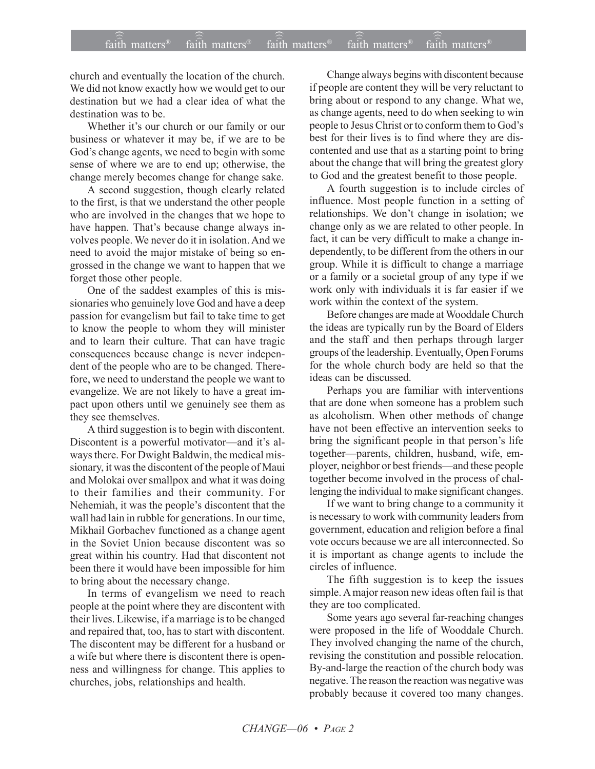church and eventually the location of the church. We did not know exactly how we would get to our destination but we had a clear idea of what the destination was to be.

Whether it's our church or our family or our business or whatever it may be, if we are to be God's change agents, we need to begin with some sense of where we are to end up; otherwise, the change merely becomes change for change sake.

A second suggestion, though clearly related to the first, is that we understand the other people who are involved in the changes that we hope to have happen. That's because change always involves people. We never do it in isolation. And we need to avoid the major mistake of being so engrossed in the change we want to happen that we forget those other people.

One of the saddest examples of this is missionaries who genuinely love God and have a deep passion for evangelism but fail to take time to get to know the people to whom they will minister and to learn their culture. That can have tragic consequences because change is never independent of the people who are to be changed. Therefore, we need to understand the people we want to evangelize. We are not likely to have a great impact upon others until we genuinely see them as they see themselves.

A third suggestion is to begin with discontent. Discontent is a powerful motivator—and it's always there. For Dwight Baldwin, the medical missionary, it was the discontent of the people of Maui and Molokai over smallpox and what it was doing to their families and their community. For Nehemiah, it was the people's discontent that the wall had lain in rubble for generations. In our time, Mikhail Gorbachev functioned as a change agent in the Soviet Union because discontent was so great within his country. Had that discontent not been there it would have been impossible for him to bring about the necessary change.

In terms of evangelism we need to reach people at the point where they are discontent with their lives. Likewise, if a marriage is to be changed and repaired that, too, has to start with discontent. The discontent may be different for a husband or a wife but where there is discontent there is openness and willingness for change. This applies to churches, jobs, relationships and health.

Change always begins with discontent because if people are content they will be very reluctant to bring about or respond to any change. What we, as change agents, need to do when seeking to win people to Jesus Christ or to conform them to God's best for their lives is to find where they are discontented and use that as a starting point to bring about the change that will bring the greatest glory to God and the greatest benefit to those people.

A fourth suggestion is to include circles of influence. Most people function in a setting of relationships. We don't change in isolation; we change only as we are related to other people. In fact, it can be very difficult to make a change independently, to be different from the others in our group. While it is difficult to change a marriage or a family or a societal group of any type if we work only with individuals it is far easier if we work within the context of the system.

Before changes are made at Wooddale Church the ideas are typically run by the Board of Elders and the staff and then perhaps through larger groups of the leadership. Eventually, Open Forums for the whole church body are held so that the ideas can be discussed.

Perhaps you are familiar with interventions that are done when someone has a problem such as alcoholism. When other methods of change have not been effective an intervention seeks to bring the significant people in that person's life together—parents, children, husband, wife, employer, neighbor or best friends—and these people together become involved in the process of challenging the individual to make significant changes.

If we want to bring change to a community it is necessary to work with community leaders from government, education and religion before a final vote occurs because we are all interconnected. So it is important as change agents to include the circles of influence.

The fifth suggestion is to keep the issues simple. A major reason new ideas often fail is that they are too complicated.

Some years ago several far-reaching changes were proposed in the life of Wooddale Church. They involved changing the name of the church, revising the constitution and possible relocation. By-and-large the reaction of the church body was negative. The reason the reaction was negative was probably because it covered too many changes.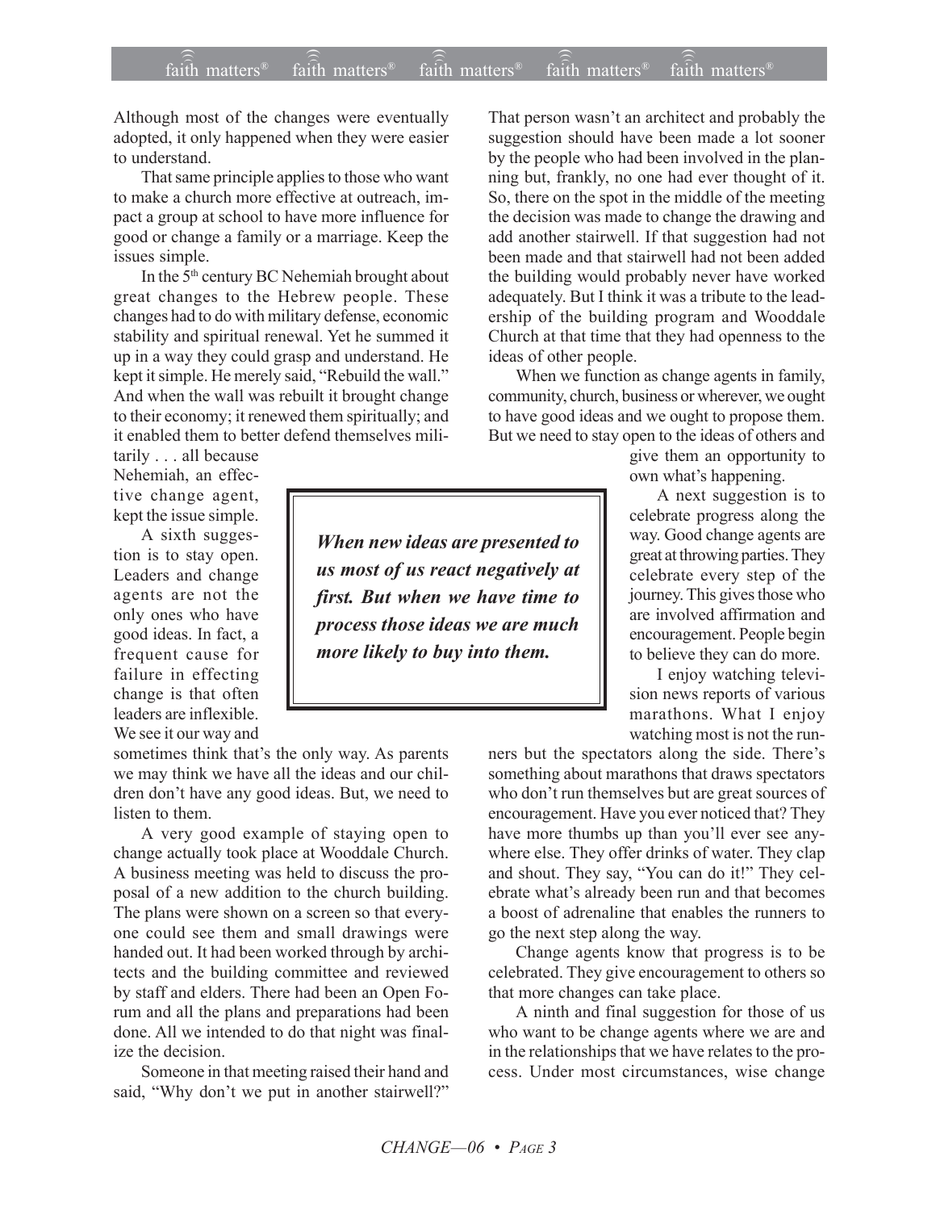Although most of the changes were eventually adopted, it only happened when they were easier to understand.

That same principle applies to those who want to make a church more effective at outreach, impact a group at school to have more influence for good or change a family or a marriage. Keep the issues simple.

In the 5th century BC Nehemiah brought about great changes to the Hebrew people. These changes had to do with military defense, economic stability and spiritual renewal. Yet he summed it up in a way they could grasp and understand. He kept it simple. He merely said, "Rebuild the wall." And when the wall was rebuilt it brought change to their economy; it renewed them spiritually; and it enabled them to better defend themselves militarily . . . all because Nehemiah, an effective change agent, kept the issue simple.

A sixth suggestion is to stay open. Leaders and change agents are not the only ones who have good ideas. In fact, a frequent cause for failure in effecting change is that often leaders are inflexible. We see it our way and sometimes think that's the only way. As parents we may think we have all the ideas and our children don't have any good ideas. But, we need to listen to them.

> ***When new ideas are presented to us most of us react negatively at first. But when we have time to process those ideas we are much more likely to buy into them.***

A very good example of staying open to change actually took place at Wooddale Church. A business meeting was held to discuss the proposal of a new addition to the church building. The plans were shown on a screen so that everyone could see them and small drawings were handed out. It had been worked through by architects and the building committee and reviewed by staff and elders. There had been an Open Forum and all the plans and preparations had been done. All we intended to do that night was finalize the decision.

Someone in that meeting raised their hand and said, "Why don't we put in another stairwell?" That person wasn't an architect and probably the suggestion should have been made a lot sooner by the people who had been involved in the planning but, frankly, no one had ever thought of it. So, there on the spot in the middle of the meeting the decision was made to change the drawing and add another stairwell. If that suggestion had not been made and that stairwell had not been added the building would probably never have worked adequately. But I think it was a tribute to the leadership of the building program and Wooddale Church at that time that they had openness to the ideas of other people.

When we function as change agents in family, community, church, business or wherever, we ought to have good ideas and we ought to propose them. But we need to stay open to the ideas of others and give them an opportunity to own what's happening.

A next suggestion is to celebrate progress along the way. Good change agents are great at throwing parties. They celebrate every step of the journey. This gives those who are involved affirmation and encouragement. People begin to believe they can do more.

I enjoy watching television news reports of various marathons. What I enjoy watching most is not the runners but the spectators along the side. There's something about marathons that draws spectators who don't run themselves but are great sources of encouragement. Have you ever noticed that? They have more thumbs up than you'll ever see anywhere else. They offer drinks of water. They clap and shout. They say, "You can do it!" They celebrate what's already been run and that becomes a boost of adrenaline that enables the runners to go the next step along the way.

Change agents know that progress is to be celebrated. They give encouragement to others so that more changes can take place.

A ninth and final suggestion for those of us who want to be change agents where we are and in the relationships that we have relates to the process. Under most circumstances, wise change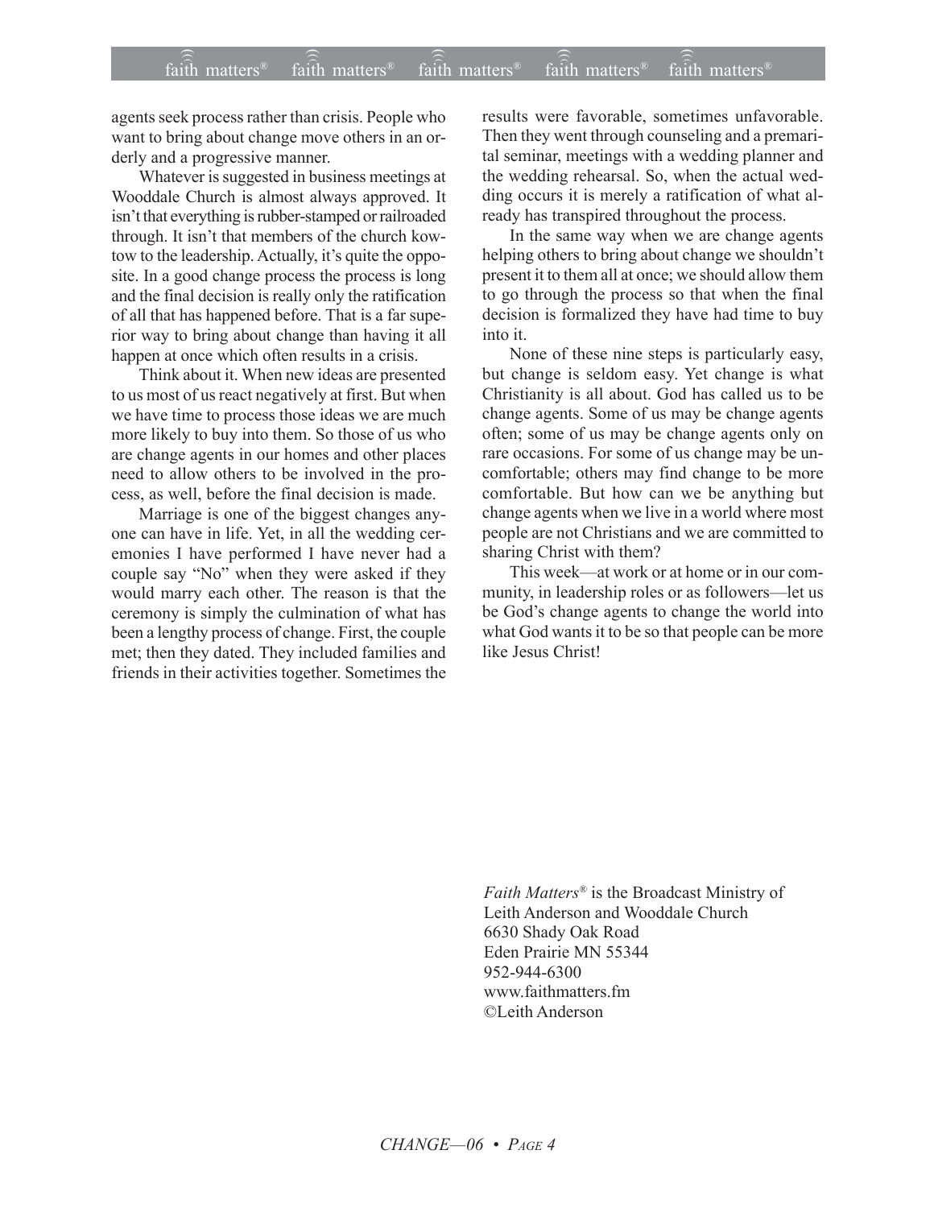agents seek process rather than crisis. People who want to bring about change move others in an orderly and a progressive manner.

Whatever is suggested in business meetings at Wooddale Church is almost always approved. It isn't that everything is rubber-stamped or railroaded through. It isn't that members of the church kowtow to the leadership. Actually, it's quite the opposite. In a good change process the process is long and the final decision is really only the ratification of all that has happened before. That is a far superior way to bring about change than having it all happen at once which often results in a crisis.

Think about it. When new ideas are presented to us most of us react negatively at first. But when we have time to process those ideas we are much more likely to buy into them. So those of us who are change agents in our homes and other places need to allow others to be involved in the process, as well, before the final decision is made.

Marriage is one of the biggest changes anyone can have in life. Yet, in all the wedding ceremonies I have performed I have never had a couple say "No" when they were asked if they would marry each other. The reason is that the ceremony is simply the culmination of what has been a lengthy process of change. First, the couple met; then they dated. They included families and friends in their activities together. Sometimes the results were favorable, sometimes unfavorable. Then they went through counseling and a premarital seminar, meetings with a wedding planner and the wedding rehearsal. So, when the actual wedding occurs it is merely a ratification of what already has transpired throughout the process.

In the same way when we are change agents helping others to bring about change we shouldn't present it to them all at once; we should allow them to go through the process so that when the final decision is formalized they have had time to buy into it.

None of these nine steps is particularly easy, but change is seldom easy. Yet change is what Christianity is all about. God has called us to be change agents. Some of us may be change agents often; some of us may be change agents only on rare occasions. For some of us change may be uncomfortable; others may find change to be more comfortable. But how can we be anything but change agents when we live in a world where most people are not Christians and we are committed to sharing Christ with them?

This week—at work or at home or in our community, in leadership roles or as followers—let us be God's change agents to change the world into what God wants it to be so that people can be more like Jesus Christ!

*Faith Matters®* is the Broadcast Ministry of
Leith Anderson and Wooddale Church
6630 Shady Oak Road
Eden Prairie MN 55344
952-944-6300
www.faithmatters.fm
©Leith Anderson